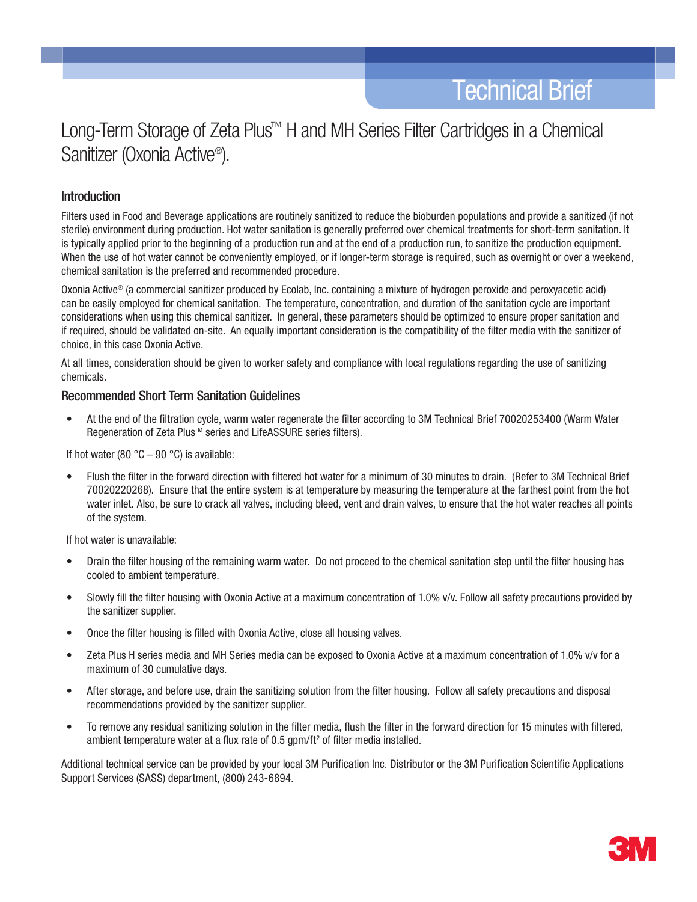Technical Brief

# Long-Term Storage of Zeta Plus™ H and MH Series Filter Cartridges in a Chemical Sanitizer (Oxonia Active®).

## Introduction

Filters used in Food and Beverage applications are routinely sanitized to reduce the bioburden populations and provide a sanitized (if not sterile) environment during production. Hot water sanitation is generally preferred over chemical treatments for short-term sanitation. It is typically applied prior to the beginning of a production run and at the end of a production run, to sanitize the production equipment. When the use of hot water cannot be conveniently employed, or if longer-term storage is required, such as overnight or over a weekend, chemical sanitation is the preferred and recommended procedure.

Oxonia Active® (a commercial sanitizer produced by Ecolab, Inc. containing a mixture of hydrogen peroxide and peroxyacetic acid) can be easily employed for chemical sanitation. The temperature, concentration, and duration of the sanitation cycle are important considerations when using this chemical sanitizer. In general, these parameters should be optimized to ensure proper sanitation and if required, should be validated on-site. An equally important consideration is the compatibility of the filter media with the sanitizer of choice, in this case Oxonia Active.

At all times, consideration should be given to worker safety and compliance with local regulations regarding the use of sanitizing chemicals.

## Recommended Short Term Sanitation Guidelines

- At the end of the filtration cycle, warm water regenerate the filter according to 3M Technical Brief 70020253400 (Warm Water Regeneration of Zeta Plus™ series and LifeASSURE series filters).

If hot water (80 °C – 90 °C) is available:

- Flush the filter in the forward direction with filtered hot water for a minimum of 30 minutes to drain. (Refer to 3M Technical Brief 70020220268). Ensure that the entire system is at temperature by measuring the temperature at the farthest point from the hot water inlet. Also, be sure to crack all valves, including bleed, vent and drain valves, to ensure that the hot water reaches all points of the system.

If hot water is unavailable:

- Drain the filter housing of the remaining warm water. Do not proceed to the chemical sanitation step until the filter housing has cooled to ambient temperature.
- Slowly fill the filter housing with Oxonia Active at a maximum concentration of 1.0% v/v. Follow all safety precautions provided by the sanitizer supplier.
- Once the filter housing is filled with Oxonia Active, close all housing valves.
- Zeta Plus H series media and MH Series media can be exposed to Oxonia Active at a maximum concentration of 1.0% v/v for a maximum of 30 cumulative days.
- After storage, and before use, drain the sanitizing solution from the filter housing. Follow all safety precautions and disposal recommendations provided by the sanitizer supplier.
- To remove any residual sanitizing solution in the filter media, flush the filter in the forward direction for 15 minutes with filtered, ambient temperature water at a flux rate of 0.5 gpm/ft$^2$ of filter media installed.

Additional technical service can be provided by your local 3M Purification Inc. Distributor or the 3M Purification Scientific Applications Support Services (SASS) department, (800) 243-6894.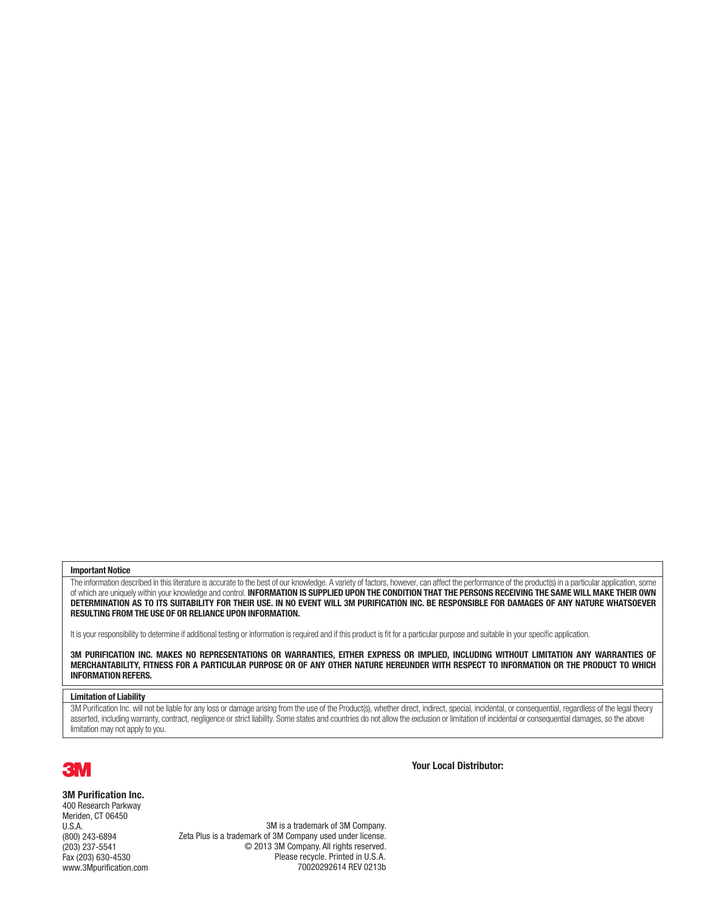**Important Notice**

The information described in this literature is accurate to the best of our knowledge. A variety of factors, however, can affect the performance of the product(s) in a particular application, some of which are uniquely within your knowledge and control. **INFORMATION IS SUPPLIED UPON THE CONDITION THAT THE PERSONS RECEIVING THE SAME WILL MAKE THEIR OWN DETERMINATION AS TO ITS SUITABILITY FOR THEIR USE. IN NO EVENT WILL 3M PURIFICATION INC. BE RESPONSIBLE FOR DAMAGES OF ANY NATURE WHATSOEVER RESULTING FROM THE USE OF OR RELIANCE UPON INFORMATION.**

It is your responsibility to determine if additional testing or information is required and if this product is fit for a particular purpose and suitable in your specific application.

**3M PURIFICATION INC. MAKES NO REPRESENTATIONS OR WARRANTIES, EITHER EXPRESS OR IMPLIED, INCLUDING WITHOUT LIMITATION ANY WARRANTIES OF MERCHANTABILITY, FITNESS FOR A PARTICULAR PURPOSE OR OF ANY OTHER NATURE HEREUNDER WITH RESPECT TO INFORMATION OR THE PRODUCT TO WHICH INFORMATION REFERS.**

**Limitation of Liability**

3M Purification Inc. will not be liable for any loss or damage arising from the use of the Product(s), whether direct, indirect, special, incidental, or consequential, regardless of the legal theory asserted, including warranty, contract, negligence or strict liability. Some states and countries do not allow the exclusion or limitation of incidental or consequential damages, so the above limitation may not apply to you.

**Your Local Distributor:**

**3M Purification Inc.**
400 Research Parkway
Meriden, CT 06450
U.S.A.
(800) 243-6894
(203) 237-5541
Fax (203) 630-4530
www.3Mpurification.com

3M is a trademark of 3M Company.
Zeta Plus is a trademark of 3M Company used under license.
© 2013 3M Company. All rights reserved.
Please recycle. Printed in U.S.A.
70020292614 REV 0213b